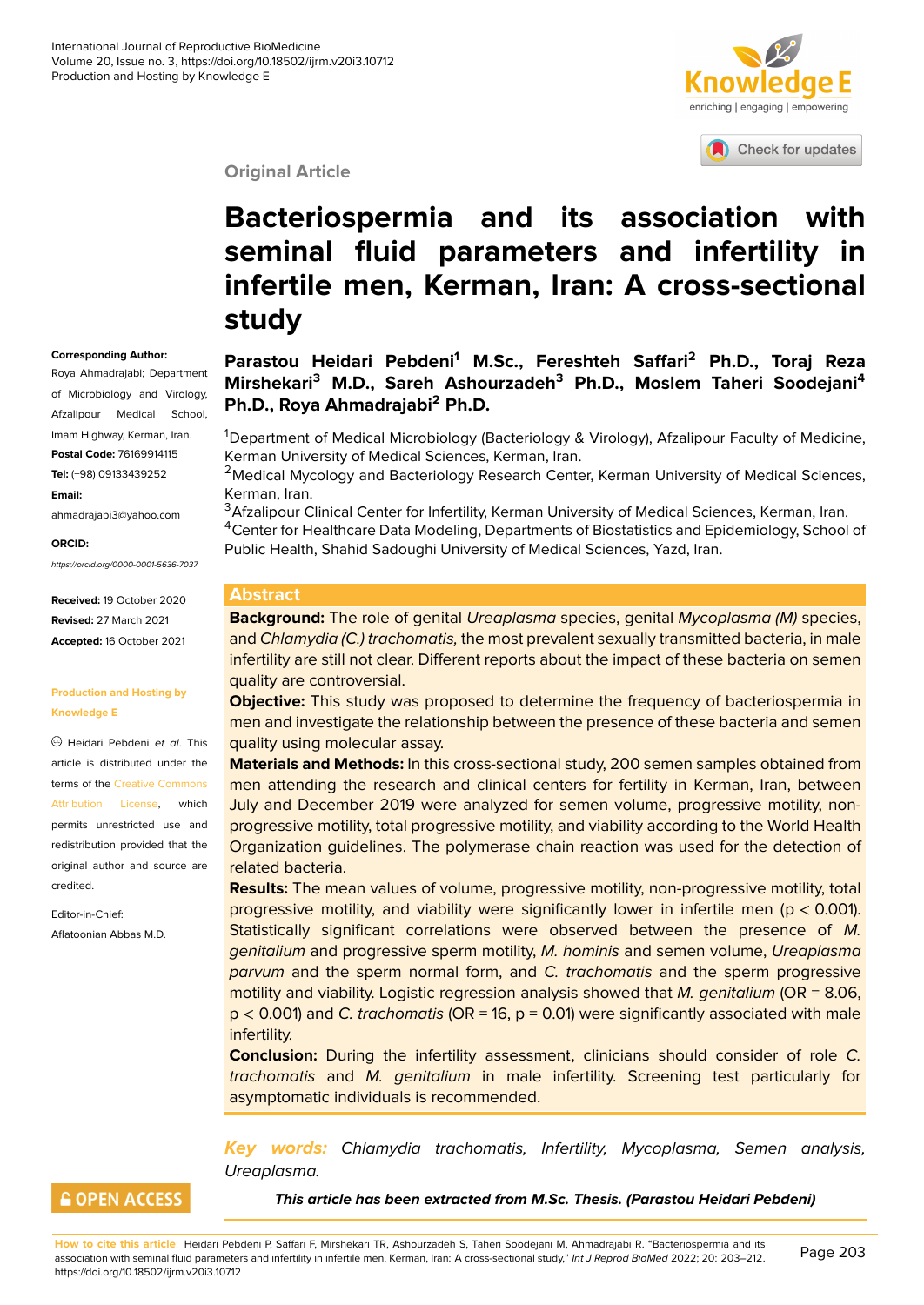Original Article

# Bacteriospermia and its association with seminal fluid parameters and infertility in infertile men, Kerman, Iran: A cross-sectional study

**Parastou Heidari Pebdeni[1] M.Sc., Fereshteh Saffari[2] Ph.D., Toraj Reza Mirshekari[3] M.D., Sareh Ashourzadeh[3] Ph.D., Moslem Taheri Soodejani[4] Ph.D., Roya Ahmadrajabi[2] Ph.D.**

[1]Department of Medical Microbiology (Bacteriology & Virology), Afzalipour Faculty of Medicine, Kerman University of Medical Sciences, Kerman, Iran.
[2]Medical Mycology and Bacteriology Research Center, Kerman University of Medical Sciences, Kerman, Iran.
[3]Afzalipour Clinical Center for Infertility, Kerman University of Medical Sciences, Kerman, Iran.
[4]Center for Healthcare Data Modeling, Departments of Biostatistics and Epidemiology, School of Public Health, Shahid Sadoughi University of Medical Sciences, Yazd, Iran.

**Corresponding Author:**
Roya Ahmadrajabi; Department of Microbiology and Virology, Afzalipour Medical School, Imam Highway, Kerman, Iran.
**Postal Code:** 76169914115
**Tel:** (+98) 09133439252
**Email:**
ahmadrajabi3@yahoo.com
**ORCID:**
*https://orcid.org/0000-0001-5636-7037*

**Received:** 19 October 2020
**Revised:** 27 March 2021
**Accepted:** 16 October 2021

**Production and Hosting by Knowledge E**

© Heidari Pebdeni *et al*. This article is distributed under the terms of the Creative Commons Attribution License, which permits unrestricted use and redistribution provided that the original author and source are credited.

Editor-in-Chief:
Aflatoonian Abbas M.D.

## Abstract

**Background:** The role of genital *Ureaplasma* species, genital *Mycoplasma (M)* species, and *Chlamydia (C.) trachomatis,* the most prevalent sexually transmitted bacteria, in male infertility are still not clear. Different reports about the impact of these bacteria on semen quality are controversial.

**Objective:** This study was proposed to determine the frequency of bacteriospermia in men and investigate the relationship between the presence of these bacteria and semen quality using molecular assay.

**Materials and Methods:** In this cross-sectional study, 200 semen samples obtained from men attending the research and clinical centers for fertility in Kerman, Iran, between July and December 2019 were analyzed for semen volume, progressive motility, non-progressive motility, total progressive motility, and viability according to the World Health Organization guidelines. The polymerase chain reaction was used for the detection of related bacteria.

**Results:** The mean values of volume, progressive motility, non-progressive motility, total progressive motility, and viability were significantly lower in infertile men ($p < 0.001$). Statistically significant correlations were observed between the presence of *M. genitalium* and progressive sperm motility, *M. hominis* and semen volume, *Ureaplasma parvum* and the sperm normal form, and *C. trachomatis* and the sperm progressive motility and viability. Logistic regression analysis showed that *M. genitalium* (OR = 8.06, $p < 0.001$) and *C. trachomatis* (OR = 16, p = 0.01) were significantly associated with male infertility.

**Conclusion:** During the infertility assessment, clinicians should consider of role *C. trachomatis* and *M. genitalium* in male infertility. Screening test particularly for asymptomatic individuals is recommended.

***Key words:*** *Chlamydia trachomatis, Infertility, Mycoplasma, Semen analysis, Ureaplasma.*

***This article has been extracted from M.Sc. Thesis. (Parastou Heidari Pebdeni)***

OPEN ACCESS

**How to cite this article**: Heidari Pebdeni P, Saffari F, Mirshekari TR, Ashourzadeh S, Taheri Soodejani M, Ahmadrajabi R. "Bacteriospermia and its association with seminal fluid parameters and infertility in infertile men, Kerman, Iran: A cross-sectional study," *Int J Reprod BioMed* 2022; 20: 203–212. https://doi.org/10.18502/ijrm.v20i3.10712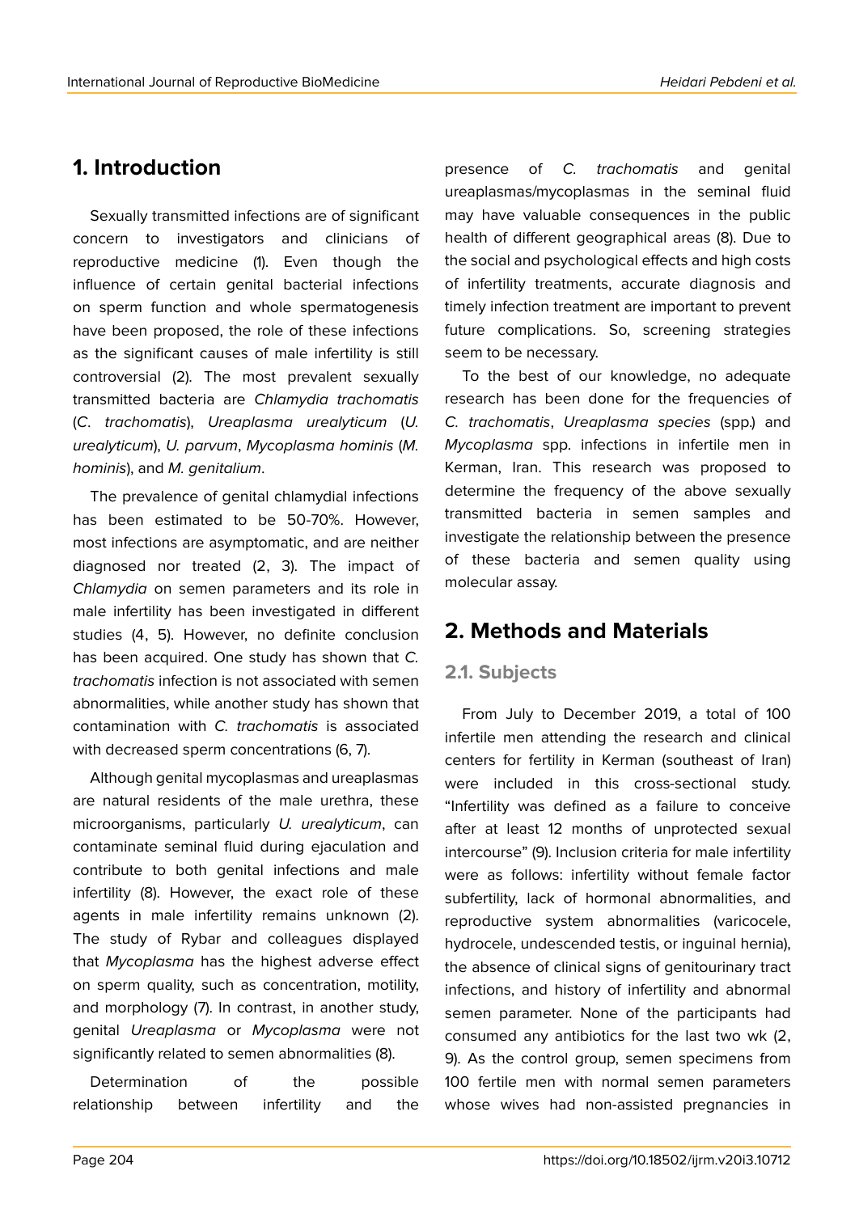## 1. Introduction

Sexually transmitted infections are of significant concern to investigators and clinicians of reproductive medicine (1). Even though the influence of certain genital bacterial infections on sperm function and whole spermatogenesis have been proposed, the role of these infections as the significant causes of male infertility is still controversial (2). The most prevalent sexually transmitted bacteria are *Chlamydia trachomatis* (*C. trachomatis*), *Ureaplasma urealyticum* (*U. urealyticum*), *U. parvum*, *Mycoplasma hominis* (*M. hominis*), and *M. genitalium*.

The prevalence of genital chlamydial infections has been estimated to be 50-70%. However, most infections are asymptomatic, and are neither diagnosed nor treated (2, 3). The impact of *Chlamydia* on semen parameters and its role in male infertility has been investigated in different studies (4, 5). However, no definite conclusion has been acquired. One study has shown that *C. trachomatis* infection is not associated with semen abnormalities, while another study has shown that contamination with *C. trachomatis* is associated with decreased sperm concentrations (6, 7).

Although genital mycoplasmas and ureaplasmas are natural residents of the male urethra, these microorganisms, particularly *U. urealyticum*, can contaminate seminal fluid during ejaculation and contribute to both genital infections and male infertility (8). However, the exact role of these agents in male infertility remains unknown (2). The study of Rybar and colleagues displayed that *Mycoplasma* has the highest adverse effect on sperm quality, such as concentration, motility, and morphology (7). In contrast, in another study, genital *Ureaplasma* or *Mycoplasma* were not significantly related to semen abnormalities (8).

Determination of the possible relationship between infertility and the presence of *C. trachomatis* and genital ureaplasmas/mycoplasmas in the seminal fluid may have valuable consequences in the public health of different geographical areas (8). Due to the social and psychological effects and high costs of infertility treatments, accurate diagnosis and timely infection treatment are important to prevent future complications. So, screening strategies seem to be necessary.

To the best of our knowledge, no adequate research has been done for the frequencies of *C. trachomatis*, *Ureaplasma species* (spp.) and *Mycoplasma* spp. infections in infertile men in Kerman, Iran. This research was proposed to determine the frequency of the above sexually transmitted bacteria in semen samples and investigate the relationship between the presence of these bacteria and semen quality using molecular assay.

## 2. Methods and Materials

### 2.1. Subjects

From July to December 2019, a total of 100 infertile men attending the research and clinical centers for fertility in Kerman (southeast of Iran) were included in this cross-sectional study. "Infertility was defined as a failure to conceive after at least 12 months of unprotected sexual intercourse" (9). Inclusion criteria for male infertility were as follows: infertility without female factor subfertility, lack of hormonal abnormalities, and reproductive system abnormalities (varicocele, hydrocele, undescended testis, or inguinal hernia), the absence of clinical signs of genitourinary tract infections, and history of infertility and abnormal semen parameter. None of the participants had consumed any antibiotics for the last two wk (2, 9). As the control group, semen specimens from 100 fertile men with normal semen parameters whose wives had non-assisted pregnancies in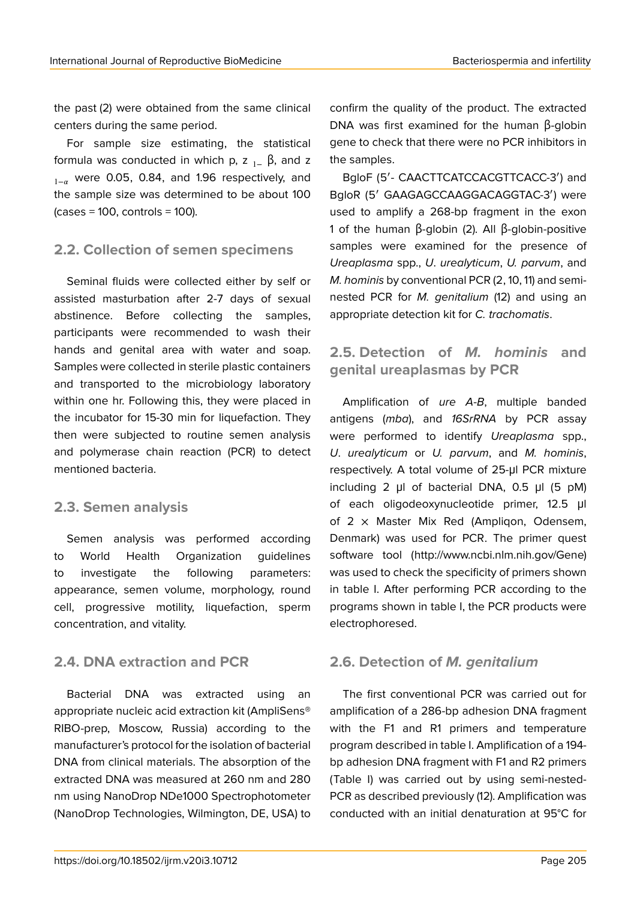the past (2) were obtained from the same clinical centers during the same period.

For sample size estimating, the statistical formula was conducted in which p, $z_{1-}$ β, and $z_{1-\alpha}$ were 0.05, 0.84, and 1.96 respectively, and the sample size was determined to be about 100 (cases = 100, controls = 100).

## 2.2. Collection of semen specimens

Seminal fluids were collected either by self or assisted masturbation after 2-7 days of sexual abstinence. Before collecting the samples, participants were recommended to wash their hands and genital area with water and soap. Samples were collected in sterile plastic containers and transported to the microbiology laboratory within one hr. Following this, they were placed in the incubator for 15-30 min for liquefaction. They then were subjected to routine semen analysis and polymerase chain reaction (PCR) to detect mentioned bacteria.

## 2.3. Semen analysis

Semen analysis was performed according to World Health Organization guidelines to investigate the following parameters: appearance, semen volume, morphology, round cell, progressive motility, liquefaction, sperm concentration, and vitality.

## 2.4. DNA extraction and PCR

Bacterial DNA was extracted using an appropriate nucleic acid extraction kit (AmpliSens® RIBO-prep, Moscow, Russia) according to the manufacturer's protocol for the isolation of bacterial DNA from clinical materials. The absorption of the extracted DNA was measured at 260 nm and 280 nm using NanoDrop NDe1000 Spectrophotometer (NanoDrop Technologies, Wilmington, DE, USA) to confirm the quality of the product. The extracted DNA was first examined for the human β-globin gene to check that there were no PCR inhibitors in the samples.

BgloF (5′- CAACTTCATCCACGTTCACC-3′) and BgloR (5′ GAAGAGCCAAGGACAGGTAC-3′) were used to amplify a 268-bp fragment in the exon 1 of the human β-globin (2). All β-globin-positive samples were examined for the presence of *Ureaplasma* spp., *U. urealyticum*, *U. parvum*, and *M. hominis* by conventional PCR (2, 10, 11) and semi-nested PCR for *M. genitalium* (12) and using an appropriate detection kit for *C. trachomatis*.

## 2.5. Detection of *M. hominis* and genital ureaplasmas by PCR

Amplification of *ure A-B*, multiple banded antigens (*mba*), and *16SrRNA* by PCR assay were performed to identify *Ureaplasma* spp., *U. urealyticum* or *U. parvum*, and *M. hominis*, respectively. A total volume of 25-μl PCR mixture including 2 μl of bacterial DNA, 0.5 μl (5 pM) of each oligodeoxynucleotide primer, 12.5 μl of 2 × Master Mix Red (Ampliqon, Odensem, Denmark) was used for PCR. The primer quest software tool (http://www.ncbi.nlm.nih.gov/Gene) was used to check the specificity of primers shown in table I. After performing PCR according to the programs shown in table I, the PCR products were electrophoresed.

## 2.6. Detection of *M. genitalium*

The first conventional PCR was carried out for amplification of a 286-bp adhesion DNA fragment with the F1 and R1 primers and temperature program described in table I. Amplification of a 194-bp adhesion DNA fragment with F1 and R2 primers (Table I) was carried out by using semi-nested-PCR as described previously (12). Amplification was conducted with an initial denaturation at 95°C for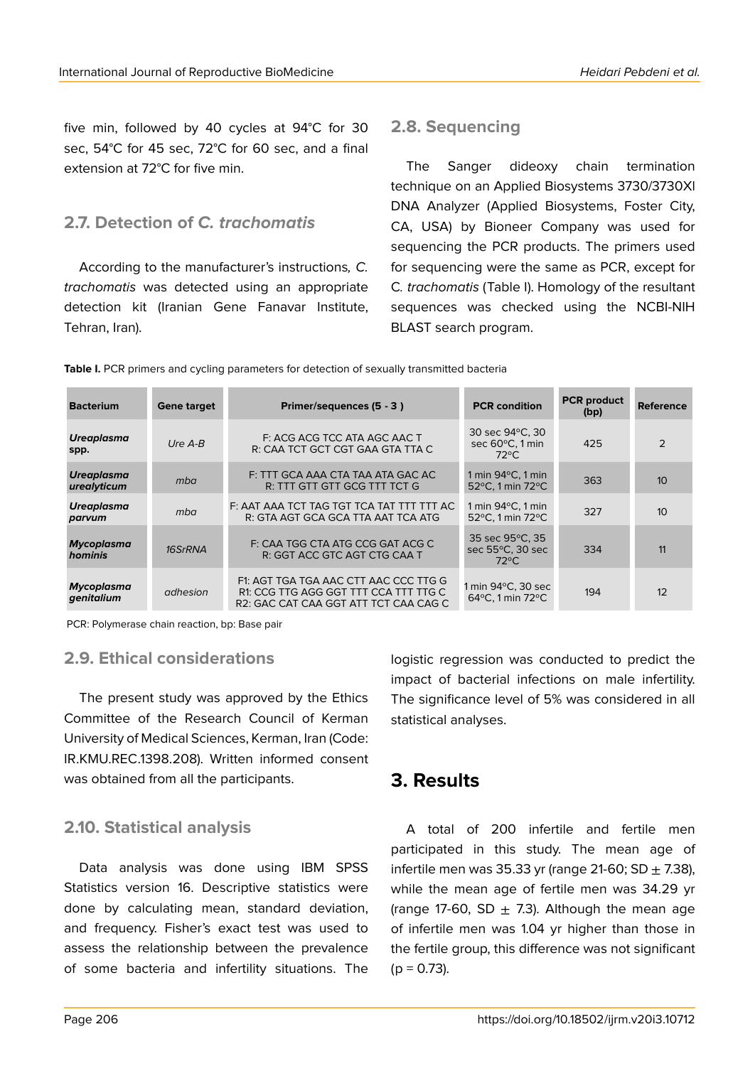five min, followed by 40 cycles at 94°C for 30 sec, 54°C for 45 sec, 72°C for 60 sec, and a final extension at 72°C for five min.

### 2.7. Detection of *C. trachomatis*

According to the manufacturer's instructions, *C. trachomatis* was detected using an appropriate detection kit (Iranian Gene Fanavar Institute, Tehran, Iran).

### 2.8. Sequencing

The Sanger dideoxy chain termination technique on an Applied Biosystems 3730/3730Xl DNA Analyzer (Applied Biosystems, Foster City, CA, USA) by Bioneer Company was used for sequencing the PCR products. The primers used for sequencing were the same as PCR, except for *C. trachomatis* (Table I). Homology of the resultant sequences was checked using the NCBI-NIH BLAST search program.

**Table I.** PCR primers and cycling parameters for detection of sexually transmitted bacteria

| Bacterium | Gene target | Primer/sequences (5 - 3 ) | PCR condition | PCR product (bp) | Reference |
|---|---|---|---|---|---|
| ***Ureaplasma* spp.** | *Ure A-B* | F: ACG ACG TCC ATA AGC AAC T<br>R: CAA TCT GCT CGT GAA GTA TTA C | 30 sec 94°C, 30 sec 60°C, 1 min 72°C | 425 | 2 |
| ***Ureaplasma urealyticum*** | *mba* | F: TTT GCA AAA CTA TAA ATA GAC AC<br>R: TTT GTT GTT GCG TTT TCT G | 1 min 94°C, 1 min 52°C, 1 min 72°C | 363 | 10 |
| ***Ureaplasma parvum*** | *mba* | F: AAT AAA TCT TAG TGT TCA TAT TTT TTT AC<br>R: GTA AGT GCA GCA TTA AAT TCA ATG | 1 min 94°C, 1 min 52°C, 1 min 72°C | 327 | 10 |
| ***Mycoplasma hominis*** | *16SrRNA* | F: CAA TGG CTA ATG CCG GAT ACG C<br>R: GGT ACC GTC AGT CTG CAA T | 35 sec 95°C, 35 sec 55°C, 30 sec 72°C | 334 | 11 |
| ***Mycoplasma genitalium*** | *adhesion* | F1: AGT TGA TGA AAC CTT AAC CCC TTG G<br>R1: CCG TTG AGG GGT TTT CCA TTT TTG C<br>R2: GAC CAT CAA GGT ATT TCT CAA CAG C | 1 min 94°C, 30 sec 64°C, 1 min 72°C | 194 | 12 |

PCR: Polymerase chain reaction, bp: Base pair

### 2.9. Ethical considerations

The present study was approved by the Ethics Committee of the Research Council of Kerman University of Medical Sciences, Kerman, Iran (Code: IR.KMU.REC.1398.208). Written informed consent was obtained from all the participants.

### 2.10. Statistical analysis

Data analysis was done using IBM SPSS Statistics version 16. Descriptive statistics were done by calculating mean, standard deviation, and frequency. Fisher's exact test was used to assess the relationship between the prevalence of some bacteria and infertility situations. The logistic regression was conducted to predict the impact of bacterial infections on male infertility. The significance level of 5% was considered in all statistical analyses.

## 3. Results

A total of 200 infertile and fertile men participated in this study. The mean age of infertile men was 35.33 yr (range 21-60; SD $\pm$ 7.38), while the mean age of fertile men was 34.29 yr (range 17-60, SD $\pm$ 7.3). Although the mean age of infertile men was 1.04 yr higher than those in the fertile group, this difference was not significant ($p = 0.73$).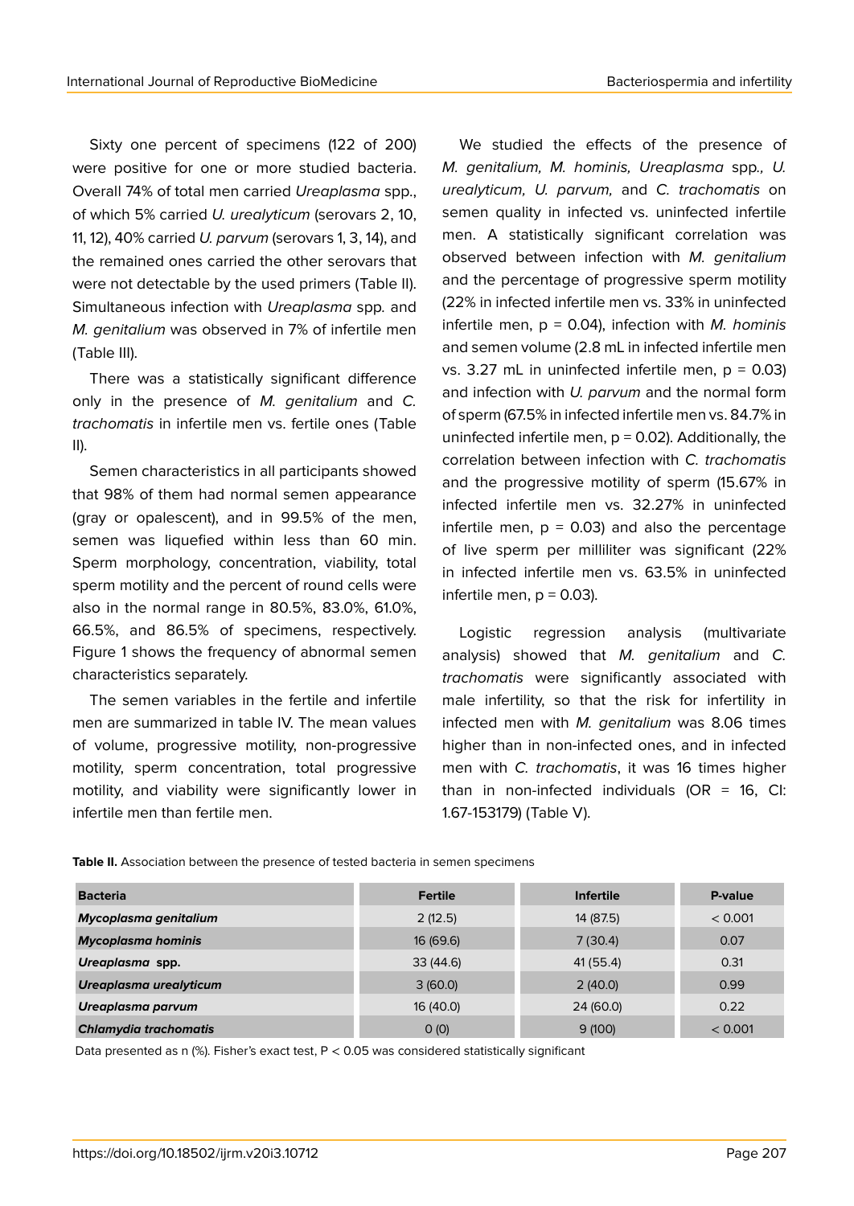Sixty one percent of specimens (122 of 200) were positive for one or more studied bacteria. Overall 74% of total men carried *Ureaplasma* spp., of which 5% carried *U. urealyticum* (serovars 2, 10, 11, 12), 40% carried *U. parvum* (serovars 1, 3, 14), and the remained ones carried the other serovars that were not detectable by the used primers (Table II). Simultaneous infection with *Ureaplasma* spp. and *M. genitalium* was observed in 7% of infertile men (Table III).

There was a statistically significant difference only in the presence of *M. genitalium* and *C. trachomatis* in infertile men vs. fertile ones (Table II).

Semen characteristics in all participants showed that 98% of them had normal semen appearance (gray or opalescent), and in 99.5% of the men, semen was liquefied within less than 60 min. Sperm morphology, concentration, viability, total sperm motility and the percent of round cells were also in the normal range in 80.5%, 83.0%, 61.0%, 66.5%, and 86.5% of specimens, respectively. Figure 1 shows the frequency of abnormal semen characteristics separately.

The semen variables in the fertile and infertile men are summarized in table IV. The mean values of volume, progressive motility, non-progressive motility, sperm concentration, total progressive motility, and viability were significantly lower in infertile men than fertile men.

We studied the effects of the presence of *M. genitalium, M. hominis, Ureaplasma* spp*., U. urealyticum, U. parvum,* and *C. trachomatis* on semen quality in infected vs. uninfected infertile men. A statistically significant correlation was observed between infection with *M. genitalium* and the percentage of progressive sperm motility (22% in infected infertile men vs. 33% in uninfected infertile men, p = 0.04), infection with *M. hominis* and semen volume (2.8 mL in infected infertile men vs. 3.27 mL in uninfected infertile men, p = 0.03) and infection with *U. parvum* and the normal form of sperm (67.5% in infected infertile men vs. 84.7% in uninfected infertile men, p = 0.02). Additionally, the correlation between infection with *C. trachomatis* and the progressive motility of sperm (15.67% in infected infertile men vs. 32.27% in uninfected infertile men, p = 0.03) and also the percentage of live sperm per milliliter was significant (22% in infected infertile men vs. 63.5% in uninfected infertile men, p = 0.03).

Logistic regression analysis (multivariate analysis) showed that *M. genitalium* and *C. trachomatis* were significantly associated with male infertility, so that the risk for infertility in infected men with *M. genitalium* was 8.06 times higher than in non-infected ones, and in infected men with *C. trachomatis*, it was 16 times higher than in non-infected individuals (OR = 16, CI: 1.67-153179) (Table V).

**Table II.** Association between the presence of tested bacteria in semen specimens

| Bacteria | Fertile | Infertile | P-value |
|---|---|---|---|
| ***Mycoplasma genitalium*** | 2 (12.5) | 14 (87.5) | < 0.001 |
| ***Mycoplasma hominis*** | 16 (69.6) | 7 (30.4) | 0.07 |
| ***Ureaplasma* spp.** | 33 (44.6) | 41 (55.4) | 0.31 |
| ***Ureaplasma urealyticum*** | 3 (60.0) | 2 (40.0) | 0.99 |
| ***Ureaplasma parvum*** | 16 (40.0) | 24 (60.0) | 0.22 |
| ***Chlamydia trachomatis*** | 0 (0) | 9 (100) | < 0.001 |

Data presented as n (%). Fisher's exact test, P < 0.05 was considered statistically significant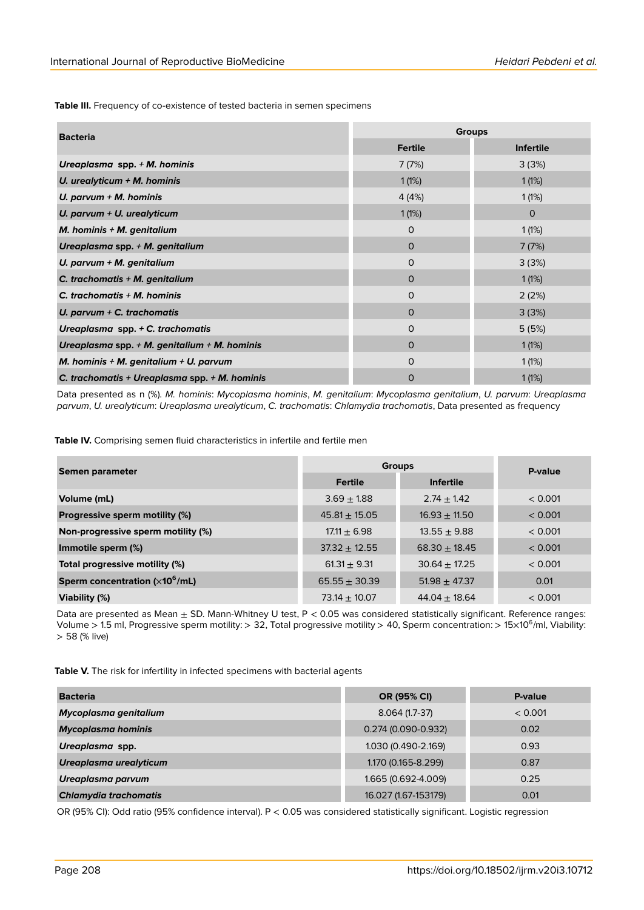**Table III.** Frequency of co-existence of tested bacteria in semen specimens

| **Bacteria** | **Groups** | |
|---|---|---|
| | **Fertile** | **Infertile** |
| ***Ureaplasma* spp. + *M. hominis*** | 7 (7%) | 3 (3%) |
| ***U. urealyticum + M. hominis*** | 1 (1%) | 1 (1%) |
| ***U. parvum + M. hominis*** | 4 (4%) | 1 (1%) |
| ***U. parvum + U. urealyticum*** | 1 (1%) | 0 |
| ***M. hominis + M. genitalium*** | 0 | 1 (1%) |
| ***Ureaplasma* spp. + *M. genitalium*** | 0 | 7 (7%) |
| ***U. parvum + M. genitalium*** | 0 | 3 (3%) |
| ***C. trachomatis + M. genitalium*** | 0 | 1 (1%) |
| ***C. trachomatis + M. hominis*** | 0 | 2 (2%) |
| ***U. parvum + C. trachomatis*** | 0 | 3 (3%) |
| ***Ureaplasma* spp. + *C. trachomatis*** | 0 | 5 (5%) |
| ***Ureaplasma* spp. + *M. genitalium + M. hominis*** | 0 | 1 (1%) |
| ***M. hominis + M. genitalium + U. parvum*** | 0 | 1 (1%) |
| ***C. trachomatis + Ureaplasma* spp. + *M. hominis*** | 0 | 1 (1%) |

Data presented as n (%). *M. hominis*: *Mycoplasma hominis*, *M. genitalium*: *Mycoplasma genitalium*, *U. parvum*: *Ureaplasma parvum*, *U. urealyticum*: *Ureaplasma urealyticum*, *C. trachomatis*: *Chlamydia trachomatis*, Data presented as frequency

**Table IV.** Comprising semen fluid characteristics in infertile and fertile men

| **Semen parameter** | **Groups** | | **P-value** |
|---|---|---|---|
| | **Fertile** | **Infertile** | |
| **Volume (mL)** | 3.69 ± 1.88 | 2.74 ± 1.42 | < 0.001 |
| **Progressive sperm motility (%)** | 45.81 ± 15.05 | 16.93 ± 11.50 | < 0.001 |
| **Non-progressive sperm motility (%)** | 17.11 ± 6.98 | 13.55 ± 9.88 | < 0.001 |
| **Immotile sperm (%)** | 37.32 ± 12.55 | 68.30 ± 18.45 | < 0.001 |
| **Total progressive motility (%)** | 61.31 ± 9.31 | 30.64 ± 17.25 | < 0.001 |
| **Sperm concentration ($\times 10^6$/mL)** | 65.55 ± 30.39 | 51.98 ± 47.37 | 0.01 |
| **Viability (%)** | 73.14 ± 10.07 | 44.04 ± 18.64 | < 0.001 |

Data are presented as Mean ± SD. Mann-Whitney U test, $P < 0.05$ was considered statistically significant. Reference ranges: Volume > 1.5 ml, Progressive sperm motility: > 32, Total progressive motility > 40, Sperm concentration: > $15 \times 10^6$/ml, Viability: > 58 (% live)

**Table V.** The risk for infertility in infected specimens with bacterial agents

| **Bacteria** | **OR (95% CI)** | **P-value** |
|---|---|---|
| ***Mycoplasma genitalium*** | 8.064 (1.7-37) | < 0.001 |
| ***Mycoplasma hominis*** | 0.274 (0.090-0.932) | 0.02 |
| ***Ureaplasma* spp.** | 1.030 (0.490-2.169) | 0.93 |
| ***Ureaplasma urealyticum*** | 1.170 (0.165-8.299) | 0.87 |
| ***Ureaplasma parvum*** | 1.665 (0.692-4.009) | 0.25 |
| ***Chlamydia trachomatis*** | 16.027 (1.67-153179) | 0.01 |

OR (95% CI): Odd ratio (95% confidence interval). $P < 0.05$ was considered statistically significant. Logistic regression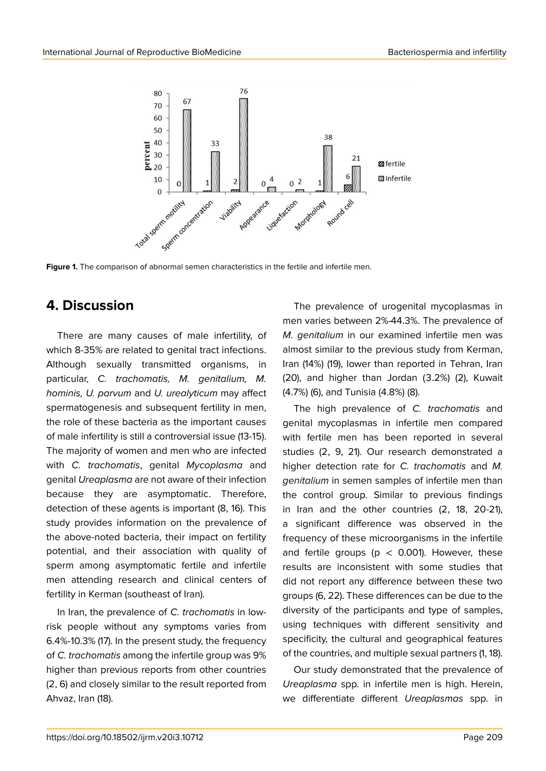Figure 1. The comparison of abnormal semen characteristics in the fertile and infertile men.

## 4. Discussion

There are many causes of male infertility, of which 8-35% are related to genital tract infections. Although sexually transmitted organisms, in particular, *C. trachomatis, M. genitalium, M. hominis, U. parvum* and *U. urealyticum* may affect spermatogenesis and subsequent fertility in men, the role of these bacteria as the important causes of male infertility is still a controversial issue (13-15). The majority of women and men who are infected with *C. trachomatis*, genital *Mycoplasma* and genital *Ureaplasma* are not aware of their infection because they are asymptomatic. Therefore, detection of these agents is important (8, 16). This study provides information on the prevalence of the above-noted bacteria, their impact on fertility potential, and their association with quality of sperm among asymptomatic fertile and infertile men attending research and clinical centers of fertility in Kerman (southeast of Iran).

In Iran, the prevalence of *C. trachomatis* in low-risk people without any symptoms varies from 6.4%-10.3% (17). In the present study, the frequency of *C. trachomatis* among the infertile group was 9% higher than previous reports from other countries (2, 6) and closely similar to the result reported from Ahvaz, Iran (18).

The prevalence of urogenital mycoplasmas in men varies between 2%-44.3%. The prevalence of *M. genitalium* in our examined infertile men was almost similar to the previous study from Kerman, Iran (14%) (19), lower than reported in Tehran, Iran (20), and higher than Jordan (3.2%) (2), Kuwait (4.7%) (6), and Tunisia (4.8%) (8).

The high prevalence of *C. trachomatis* and genital mycoplasmas in infertile men compared with fertile men has been reported in several studies (2, 9, 21). Our research demonstrated a higher detection rate for *C. trachomatis* and *M. genitalium* in semen samples of infertile men than the control group. Similar to previous findings in Iran and the other countries (2, 18, 20-21), a significant difference was observed in the frequency of these microorganisms in the infertile and fertile groups ($p < 0.001$). However, these results are inconsistent with some studies that did not report any difference between these two groups (6, 22). These differences can be due to the diversity of the participants and type of samples, using techniques with different sensitivity and specificity, the cultural and geographical features of the countries, and multiple sexual partners (1, 18).

Our study demonstrated that the prevalence of *Ureaplasma* spp. in infertile men is high. Herein, we differentiate different *Ureaplasmas* spp. in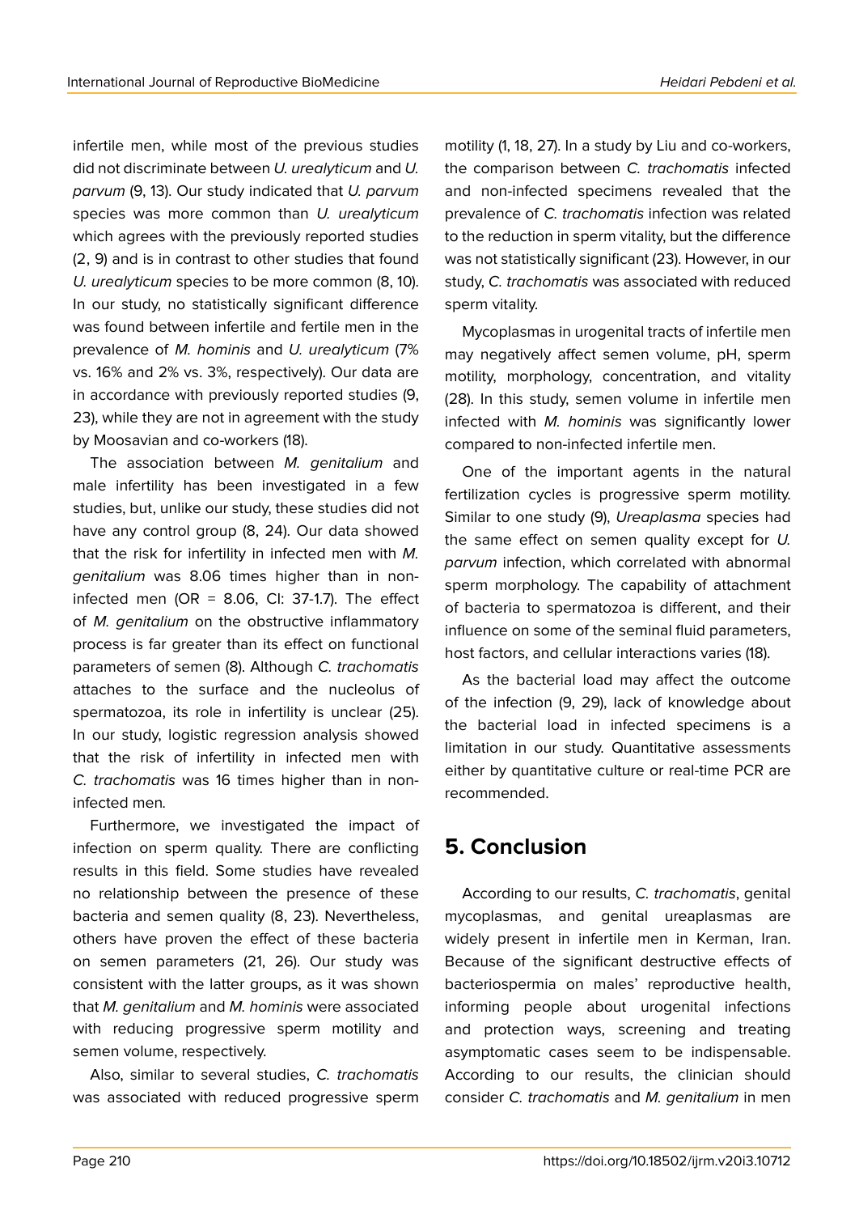infertile men, while most of the previous studies did not discriminate between *U. urealyticum* and *U. parvum* (9, 13). Our study indicated that *U. parvum* species was more common than *U. urealyticum* which agrees with the previously reported studies (2, 9) and is in contrast to other studies that found *U. urealyticum* species to be more common (8, 10). In our study, no statistically significant difference was found between infertile and fertile men in the prevalence of *M. hominis* and *U. urealyticum* (7% vs. 16% and 2% vs. 3%, respectively). Our data are in accordance with previously reported studies (9, 23), while they are not in agreement with the study by Moosavian and co-workers (18).

The association between *M. genitalium* and male infertility has been investigated in a few studies, but, unlike our study, these studies did not have any control group (8, 24). Our data showed that the risk for infertility in infected men with *M. genitalium* was 8.06 times higher than in non-infected men (OR = 8.06, CI: 37-1.7). The effect of *M. genitalium* on the obstructive inflammatory process is far greater than its effect on functional parameters of semen (8). Although *C. trachomatis* attaches to the surface and the nucleolus of spermatozoa, its role in infertility is unclear (25). In our study, logistic regression analysis showed that the risk of infertility in infected men with *C. trachomatis* was 16 times higher than in non-infected men.

Furthermore, we investigated the impact of infection on sperm quality. There are conflicting results in this field. Some studies have revealed no relationship between the presence of these bacteria and semen quality (8, 23). Nevertheless, others have proven the effect of these bacteria on semen parameters (21, 26). Our study was consistent with the latter groups, as it was shown that *M. genitalium* and *M. hominis* were associated with reducing progressive sperm motility and semen volume, respectively.

Also, similar to several studies, *C. trachomatis* was associated with reduced progressive sperm motility (1, 18, 27). In a study by Liu and co-workers, the comparison between *C. trachomatis* infected and non-infected specimens revealed that the prevalence of *C. trachomatis* infection was related to the reduction in sperm vitality, but the difference was not statistically significant (23). However, in our study, *C. trachomatis* was associated with reduced sperm vitality.

Mycoplasmas in urogenital tracts of infertile men may negatively affect semen volume, pH, sperm motility, morphology, concentration, and vitality (28). In this study, semen volume in infertile men infected with *M. hominis* was significantly lower compared to non-infected infertile men.

One of the important agents in the natural fertilization cycles is progressive sperm motility. Similar to one study (9), *Ureaplasma* species had the same effect on semen quality except for *U. parvum* infection, which correlated with abnormal sperm morphology. The capability of attachment of bacteria to spermatozoa is different, and their influence on some of the seminal fluid parameters, host factors, and cellular interactions varies (18).

As the bacterial load may affect the outcome of the infection (9, 29), lack of knowledge about the bacterial load in infected specimens is a limitation in our study. Quantitative assessments either by quantitative culture or real-time PCR are recommended.

## 5. Conclusion

According to our results, *C. trachomatis*, genital mycoplasmas, and genital ureaplasmas are widely present in infertile men in Kerman, Iran. Because of the significant destructive effects of bacteriospermia on males' reproductive health, informing people about urogenital infections and protection ways, screening and treating asymptomatic cases seem to be indispensable. According to our results, the clinician should consider *C. trachomatis* and *M. genitalium* in men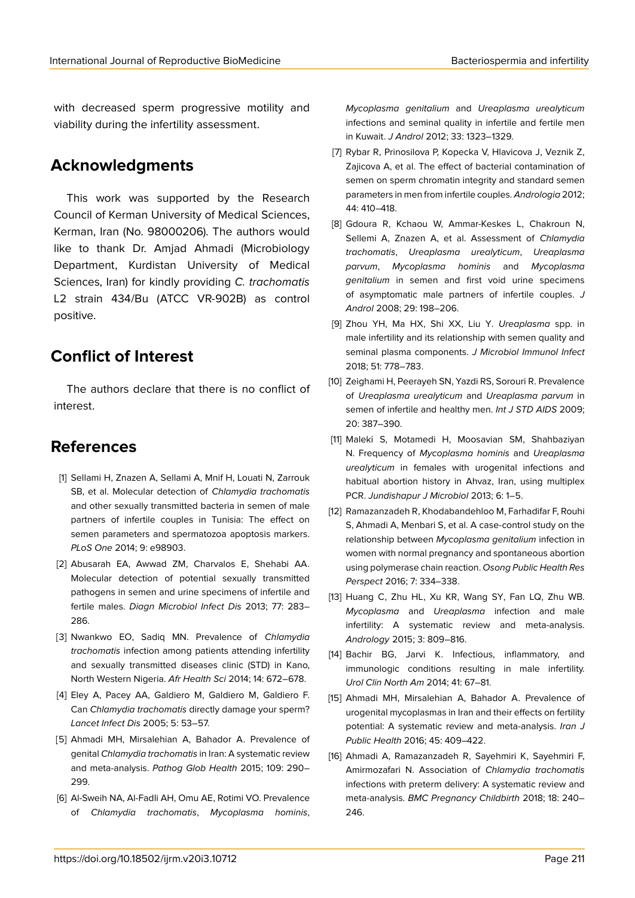with decreased sperm progressive motility and viability during the infertility assessment.

## Acknowledgments

This work was supported by the Research Council of Kerman University of Medical Sciences, Kerman, Iran (No. 98000206). The authors would like to thank Dr. Amjad Ahmadi (Microbiology Department, Kurdistan University of Medical Sciences, Iran) for kindly providing *C. trachomatis* L2 strain 434/Bu (ATCC VR-902B) as control positive.

## Conflict of Interest

The authors declare that there is no conflict of interest.

## References

[1] Sellami H, Znazen A, Sellami A, Mnif H, Louati N, Zarrouk SB, et al. Molecular detection of *Chlamydia trachomatis* and other sexually transmitted bacteria in semen of male partners of infertile couples in Tunisia: The effect on semen parameters and spermatozoa apoptosis markers. *PLoS One* 2014; 9: e98903.

[2] Abusarah EA, Awwad ZM, Charvalos E, Shehabi AA. Molecular detection of potential sexually transmitted pathogens in semen and urine specimens of infertile and fertile males. *Diagn Microbiol Infect Dis* 2013; 77: 283–286.

[3] Nwankwo EO, Sadiq MN. Prevalence of *Chlamydia trachomatis* infection among patients attending infertility and sexually transmitted diseases clinic (STD) in Kano, North Western Nigeria. *Afr Health Sci* 2014; 14: 672–678.

[4] Eley A, Pacey AA, Galdiero M, Galdiero M, Galdiero F. Can *Chlamydia trachomatis* directly damage your sperm? *Lancet Infect Dis* 2005; 5: 53–57.

[5] Ahmadi MH, Mirsalehian A, Bahador A. Prevalence of genital *Chlamydia trachomatis* in Iran: A systematic review and meta-analysis. *Pathog Glob Health* 2015; 109: 290–299.

[6] Al-Sweih NA, Al-Fadli AH, Omu AE, Rotimi VO. Prevalence of *Chlamydia trachomatis*, *Mycoplasma hominis*, *Mycoplasma genitalium* and *Ureaplasma urealyticum* infections and seminal quality in infertile and fertile men in Kuwait. *J Androl* 2012; 33: 1323–1329.

[7] Rybar R, Prinosilova P, Kopecka V, Hlavicova J, Veznik Z, Zajicova A, et al. The effect of bacterial contamination of semen on sperm chromatin integrity and standard semen parameters in men from infertile couples. *Andrologia* 2012; 44: 410–418.

[8] Gdoura R, Kchaou W, Ammar-Keskes L, Chakroun N, Sellemi A, Znazen A, et al. Assessment of *Chlamydia trachomatis*, *Ureaplasma urealyticum*, *Ureaplasma parvum*, *Mycoplasma hominis* and *Mycoplasma genitalium* in semen and first void urine specimens of asymptomatic male partners of infertile couples. *J Androl* 2008; 29: 198–206.

[9] Zhou YH, Ma HX, Shi XX, Liu Y. *Ureaplasma* spp. in male infertility and its relationship with semen quality and seminal plasma components. *J Microbiol Immunol Infect* 2018; 51: 778–783.

[10] Zeighami H, Peerayeh SN, Yazdi RS, Sorouri R. Prevalence of *Ureaplasma urealyticum* and *Ureaplasma parvum* in semen of infertile and healthy men. *Int J STD AIDS* 2009; 20: 387–390.

[11] Maleki S, Motamedi H, Moosavian SM, Shahbaziyan N. Frequency of *Mycoplasma hominis* and *Ureaplasma urealyticum* in females with urogenital infections and habitual abortion history in Ahvaz, Iran, using multiplex PCR. *Jundishapur J Microbiol* 2013; 6: 1–5.

[12] Ramazanzadeh R, Khodabandehloo M, Farhadifar F, Rouhi S, Ahmadi A, Menbari S, et al. A case-control study on the relationship between *Mycoplasma genitalium* infection in women with normal pregnancy and spontaneous abortion using polymerase chain reaction. *Osong Public Health Res Perspect* 2016; 7: 334–338.

[13] Huang C, Zhu HL, Xu KR, Wang SY, Fan LQ, Zhu WB. *Mycoplasma* and *Ureaplasma* infection and male infertility: A systematic review and meta-analysis. *Andrology* 2015; 3: 809–816.

[14] Bachir BG, Jarvi K. Infectious, inflammatory, and immunologic conditions resulting in male infertility. *Urol Clin North Am* 2014; 41: 67–81.

[15] Ahmadi MH, Mirsalehian A, Bahador A. Prevalence of urogenital mycoplasmas in Iran and their effects on fertility potential: A systematic review and meta-analysis. *Iran J Public Health* 2016; 45: 409–422.

[16] Ahmadi A, Ramazanzadeh R, Sayehmiri K, Sayehmiri F, Amirmozafari N. Association of *Chlamydia trachomatis* infections with preterm delivery: A systematic review and meta-analysis. *BMC Pregnancy Childbirth* 2018; 18: 240–246.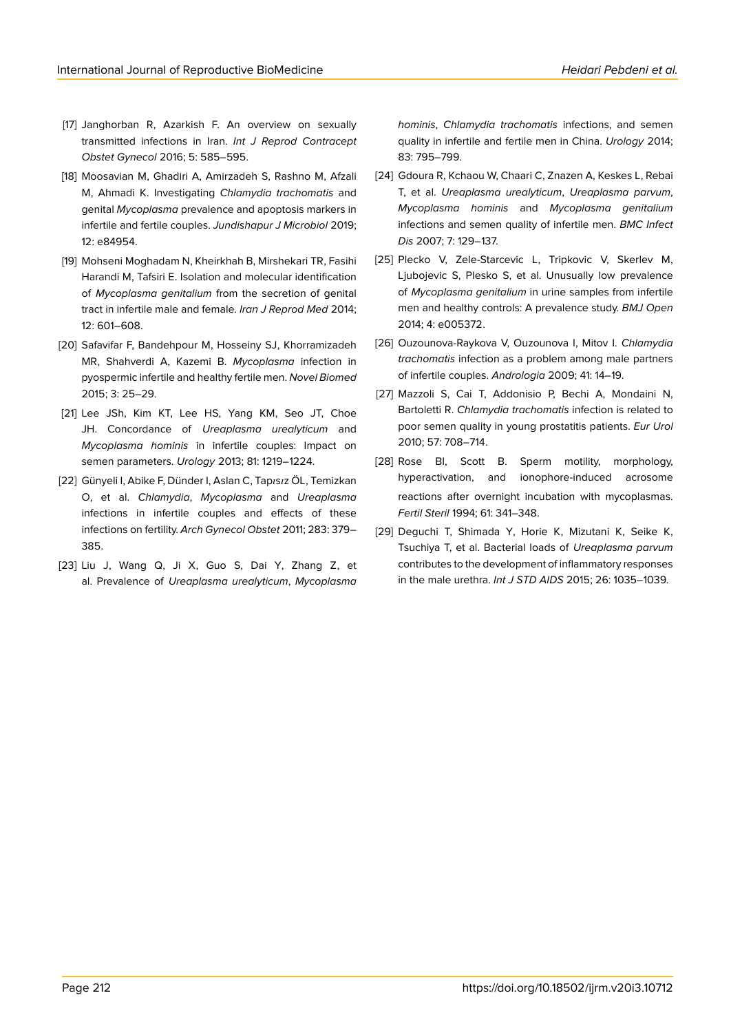[17] Janghorban R, Azarkish F. An overview on sexually transmitted infections in Iran. *Int J Reprod Contracept Obstet Gynecol* 2016; 5: 585–595.

[18] Moosavian M, Ghadiri A, Amirzadeh S, Rashno M, Afzali M, Ahmadi K. Investigating *Chlamydia trachomatis* and genital *Mycoplasma* prevalence and apoptosis markers in infertile and fertile couples. *Jundishapur J Microbiol* 2019; 12: e84954.

[19] Mohseni Moghadam N, Kheirkhah B, Mirshekari TR, Fasihi Harandi M, Tafsiri E. Isolation and molecular identification of *Mycoplasma genitalium* from the secretion of genital tract in infertile male and female. *Iran J Reprod Med* 2014; 12: 601–608.

[20] Safavifar F, Bandehpour M, Hosseiny SJ, Khorramizadeh MR, Shahverdi A, Kazemi B. *Mycoplasma* infection in pyospermic infertile and healthy fertile men. *Novel Biomed* 2015; 3: 25–29.

[21] Lee JSh, Kim KT, Lee HS, Yang KM, Seo JT, Choe JH. Concordance of *Ureaplasma urealyticum* and *Mycoplasma hominis* in infertile couples: Impact on semen parameters. *Urology* 2013; 81: 1219–1224.

[22] Günyeli I, Abike F, Dünder I, Aslan C, Tapısız ÖL, Temizkan O, et al. *Chlamydia*, *Mycoplasma* and *Ureaplasma* infections in infertile couples and effects of these infections on fertility. *Arch Gynecol Obstet* 2011; 283: 379–385.

[23] Liu J, Wang Q, Ji X, Guo S, Dai Y, Zhang Z, et al. Prevalence of *Ureaplasma urealyticum*, *Mycoplasma hominis*, *Chlamydia trachomatis* infections, and semen quality in infertile and fertile men in China. *Urology* 2014; 83: 795–799.

[24] Gdoura R, Kchaou W, Chaari C, Znazen A, Keskes L, Rebai T, et al. *Ureaplasma urealyticum*, *Ureaplasma parvum*, *Mycoplasma hominis* and *Mycoplasma genitalium* infections and semen quality of infertile men. *BMC Infect Dis* 2007; 7: 129–137.

[25] Plecko V, Zele-Starcevic L, Tripkovic V, Skerlev M, Ljubojevic S, Plesko S, et al. Unusually low prevalence of *Mycoplasma genitalium* in urine samples from infertile men and healthy controls: A prevalence study. *BMJ Open* 2014; 4: e005372.

[26] Ouzounova-Raykova V, Ouzounova I, Mitov I. *Chlamydia trachomatis* infection as a problem among male partners of infertile couples. *Andrologia* 2009; 41: 14–19.

[27] Mazzoli S, Cai T, Addonisio P, Bechi A, Mondaini N, Bartoletti R. *Chlamydia trachomatis* infection is related to poor semen quality in young prostatitis patients. *Eur Urol* 2010; 57: 708–714.

[28] Rose BI, Scott B. Sperm motility, morphology, hyperactivation, and ionophore-induced acrosome reactions after overnight incubation with mycoplasmas. *Fertil Steril* 1994; 61: 341–348.

[29] Deguchi T, Shimada Y, Horie K, Mizutani K, Seike K, Tsuchiya T, et al. Bacterial loads of *Ureaplasma parvum* contributes to the development of inflammatory responses in the male urethra. *Int J STD AIDS* 2015; 26: 1035–1039.